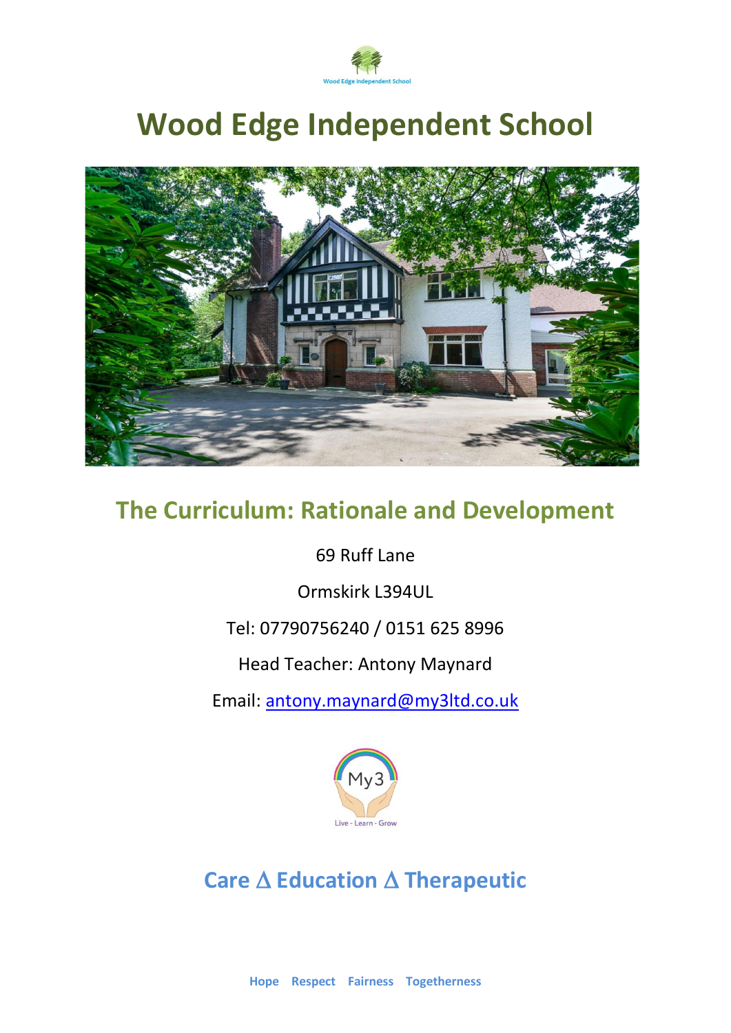Wood Edge Independent School

# Wood Edge Independent School

## The Curriculum: Rationale and Development

69 Ruff Lane

Ormskirk L394UL

Tel: 07790756240 / 0151 625 8996

Head Teacher: Antony Maynard

Email: [antony.maynard@my3ltd.co.uk](mailto:antony.maynard@my3ltd.co.uk)

My3

Live - Learn - Grow

## Care ∆ Education ∆ Therapeutic

**Hope Respect Fairness Togetherness**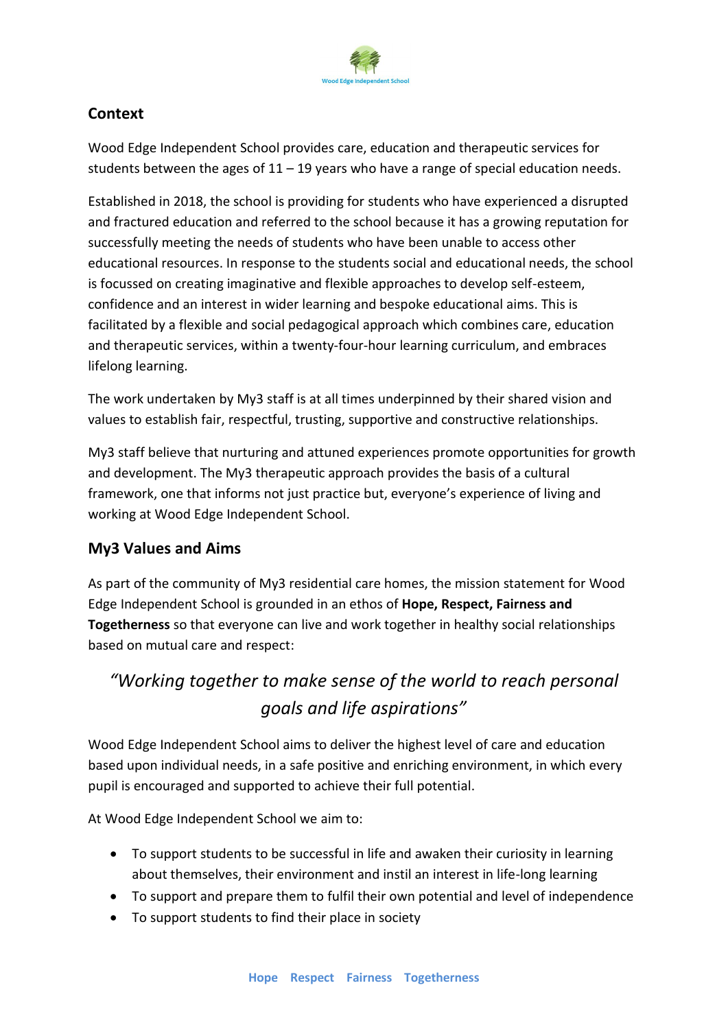## Context

Wood Edge Independent School provides care, education and therapeutic services for students between the ages of 11 – 19 years who have a range of special education needs.

Established in 2018, the school is providing for students who have experienced a disrupted and fractured education and referred to the school because it has a growing reputation for successfully meeting the needs of students who have been unable to access other educational resources. In response to the students social and educational needs, the school is focussed on creating imaginative and flexible approaches to develop self-esteem, confidence and an interest in wider learning and bespoke educational aims. This is facilitated by a flexible and social pedagogical approach which combines care, education and therapeutic services, within a twenty-four-hour learning curriculum, and embraces lifelong learning.

The work undertaken by My3 staff is at all times underpinned by their shared vision and values to establish fair, respectful, trusting, supportive and constructive relationships.

My3 staff believe that nurturing and attuned experiences promote opportunities for growth and development. The My3 therapeutic approach provides the basis of a cultural framework, one that informs not just practice but, everyone's experience of living and working at Wood Edge Independent School.

## My3 Values and Aims

As part of the community of My3 residential care homes, the mission statement for Wood Edge Independent School is grounded in an ethos of **Hope, Respect, Fairness and Togetherness** so that everyone can live and work together in healthy social relationships based on mutual care and respect:

*"Working together to make sense of the world to reach personal goals and life aspirations"*

Wood Edge Independent School aims to deliver the highest level of care and education based upon individual needs, in a safe positive and enriching environment, in which every pupil is encouraged and supported to achieve their full potential.

At Wood Edge Independent School we aim to:

- To support students to be successful in life and awaken their curiosity in learning about themselves, their environment and instil an interest in life-long learning
- To support and prepare them to fulfil their own potential and level of independence
- To support students to find their place in society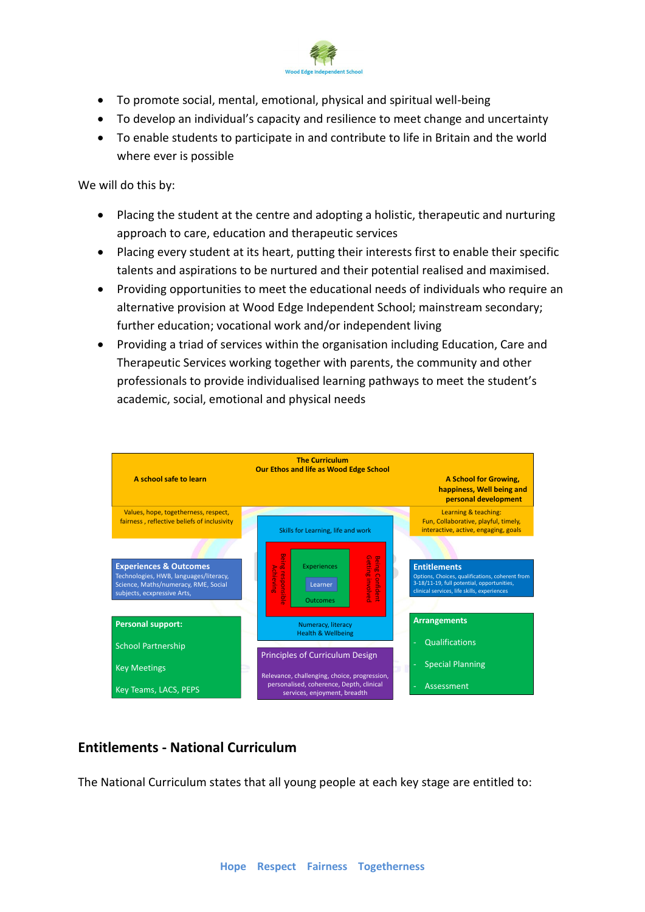- To promote social, mental, emotional, physical and spiritual well-being
- To develop an individual's capacity and resilience to meet change and uncertainty
- To enable students to participate in and contribute to life in Britain and the world where ever is possible

We will do this by:

- Placing the student at the centre and adopting a holistic, therapeutic and nurturing approach to care, education and therapeutic services
- Placing every student at its heart, putting their interests first to enable their specific talents and aspirations to be nurtured and their potential realised and maximised.
- Providing opportunities to meet the educational needs of individuals who require an alternative provision at Wood Edge Independent School; mainstream secondary; further education; vocational work and/or independent living
- Providing a triad of services within the organisation including Education, Care and Therapeutic Services working together with parents, the community and other professionals to provide individualised learning pathways to meet the student's academic, social, emotional and physical needs

**The Curriculum**
**Our Ethos and life as Wood Edge School**

**A school safe to learn**

Values, hope, togetherness, respect, fairness, reflective beliefs of inclusivity

**A School for Growing, happiness, Well being and personal development**

Learning & teaching: Fun, Collaborative, playful, timely, interactive, active, engaging, goals

Skills for Learning, life and work

Being responsible Achieving | Experiences | Learner | Outcomes | Being Confident Getting involved

Numeracy, literacy
Health & Wellbeing

**Experiences & Outcomes**
Technologies, HWB, languages/literacy, Science, Maths/numeracy, RME, Social subjects, ecxpressive Arts,

**Entitlements**
Options, Choices, qualifications, coherent from 3-18/11-19, full potential, opportunities, clinical services, life skills, experiences

**Personal support:**

School Partnership

Key Meetings

Key Teams, LACS, PEPS

Principles of Curriculum Design

Relevance, challenging, choice, progression, personalised, coherence, Depth, clinical services, enjoyment, breadth

**Arrangements**

- Qualifications
- Special Planning
- Assessment

## Entitlements - National Curriculum

The National Curriculum states that all young people at each key stage are entitled to: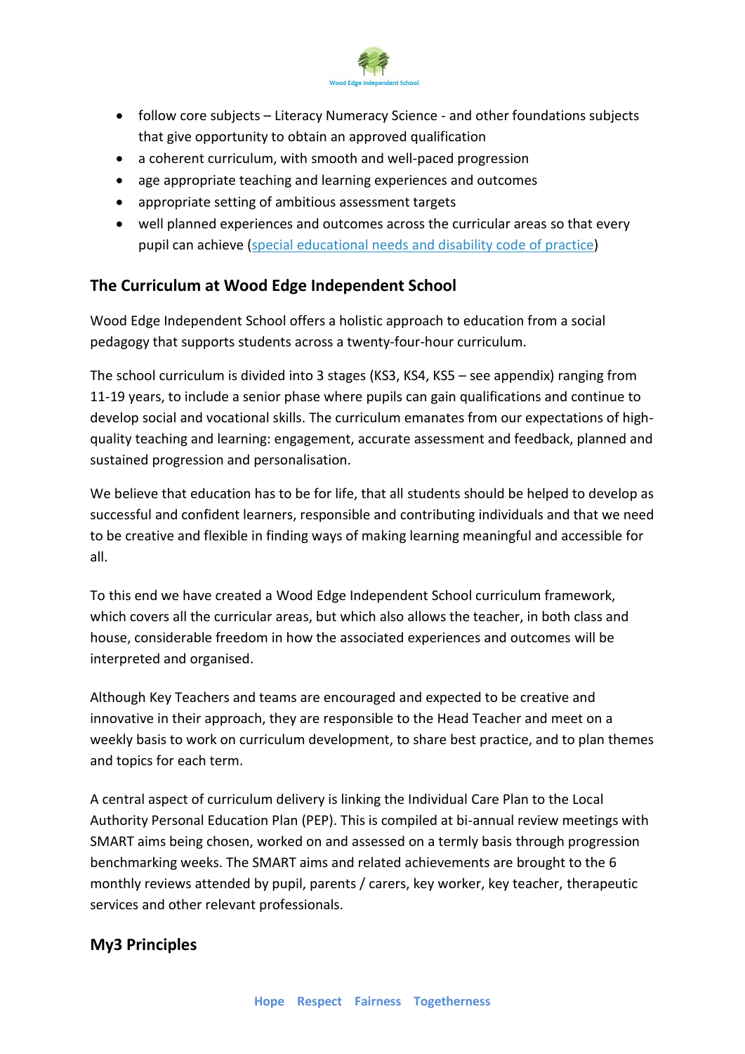- follow core subjects – Literacy Numeracy Science - and other foundations subjects that give opportunity to obtain an approved qualification
- a coherent curriculum, with smooth and well-paced progression
- age appropriate teaching and learning experiences and outcomes
- appropriate setting of ambitious assessment targets
- well planned experiences and outcomes across the curricular areas so that every pupil can achieve (special educational needs and disability code of practice)

## The Curriculum at Wood Edge Independent School

Wood Edge Independent School offers a holistic approach to education from a social pedagogy that supports students across a twenty-four-hour curriculum.

The school curriculum is divided into 3 stages (KS3, KS4, KS5 – see appendix) ranging from 11-19 years, to include a senior phase where pupils can gain qualifications and continue to develop social and vocational skills. The curriculum emanates from our expectations of high-quality teaching and learning: engagement, accurate assessment and feedback, planned and sustained progression and personalisation.

We believe that education has to be for life, that all students should be helped to develop as successful and confident learners, responsible and contributing individuals and that we need to be creative and flexible in finding ways of making learning meaningful and accessible for all.

To this end we have created a Wood Edge Independent School curriculum framework, which covers all the curricular areas, but which also allows the teacher, in both class and house, considerable freedom in how the associated experiences and outcomes will be interpreted and organised.

Although Key Teachers and teams are encouraged and expected to be creative and innovative in their approach, they are responsible to the Head Teacher and meet on a weekly basis to work on curriculum development, to share best practice, and to plan themes and topics for each term.

A central aspect of curriculum delivery is linking the Individual Care Plan to the Local Authority Personal Education Plan (PEP). This is compiled at bi-annual review meetings with SMART aims being chosen, worked on and assessed on a termly basis through progression benchmarking weeks. The SMART aims and related achievements are brought to the 6 monthly reviews attended by pupil, parents / carers, key worker, key teacher, therapeutic services and other relevant professionals.

## My3 Principles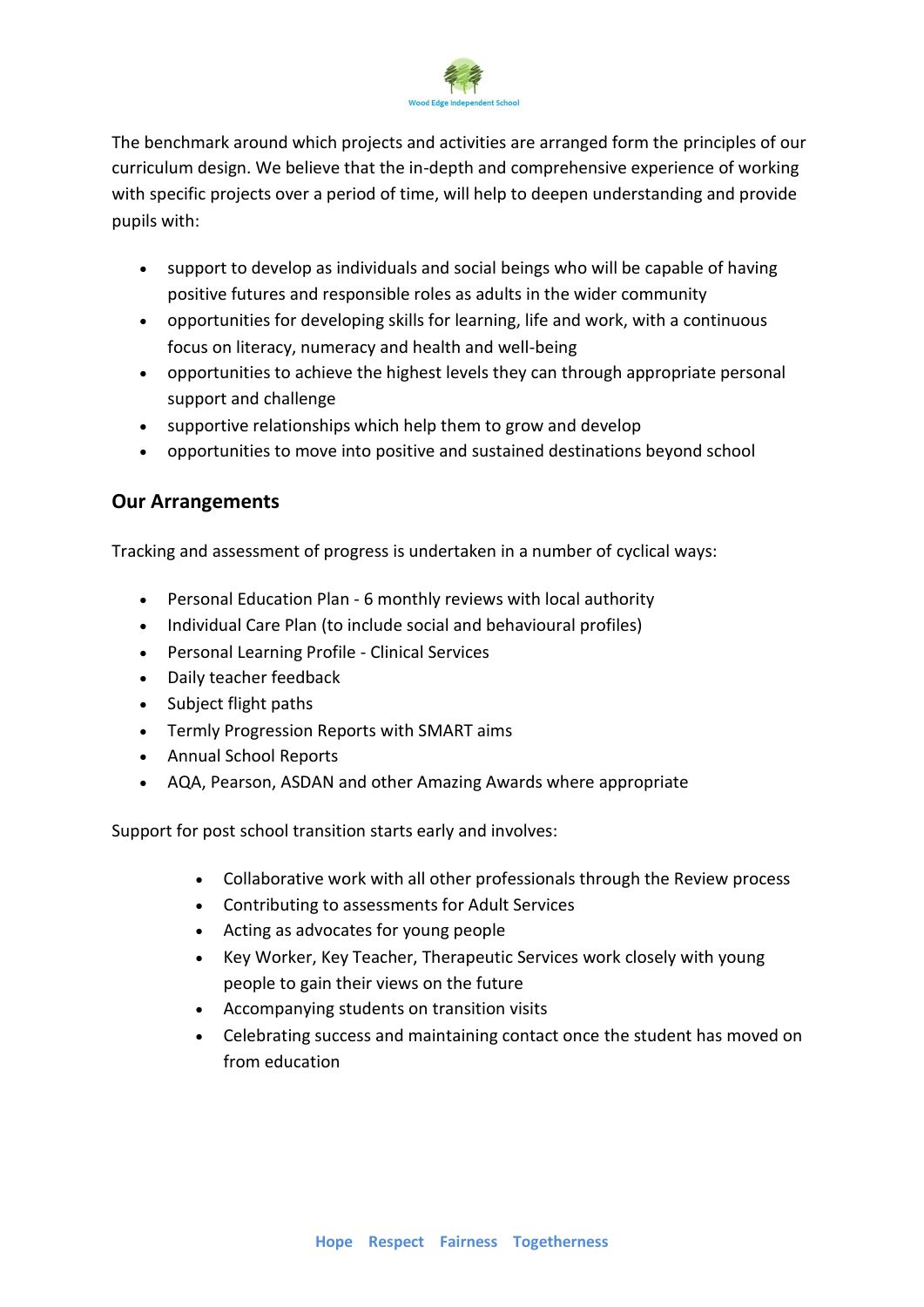The benchmark around which projects and activities are arranged form the principles of our curriculum design. We believe that the in-depth and comprehensive experience of working with specific projects over a period of time, will help to deepen understanding and provide pupils with:

- support to develop as individuals and social beings who will be capable of having positive futures and responsible roles as adults in the wider community
- opportunities for developing skills for learning, life and work, with a continuous focus on literacy, numeracy and health and well-being
- opportunities to achieve the highest levels they can through appropriate personal support and challenge
- supportive relationships which help them to grow and develop
- opportunities to move into positive and sustained destinations beyond school

## Our Arrangements

Tracking and assessment of progress is undertaken in a number of cyclical ways:

- Personal Education Plan - 6 monthly reviews with local authority
- Individual Care Plan (to include social and behavioural profiles)
- Personal Learning Profile - Clinical Services
- Daily teacher feedback
- Subject flight paths
- Termly Progression Reports with SMART aims
- Annual School Reports
- AQA, Pearson, ASDAN and other Amazing Awards where appropriate

Support for post school transition starts early and involves:

- Collaborative work with all other professionals through the Review process
- Contributing to assessments for Adult Services
- Acting as advocates for young people
- Key Worker, Key Teacher, Therapeutic Services work closely with young people to gain their views on the future
- Accompanying students on transition visits
- Celebrating success and maintaining contact once the student has moved on from education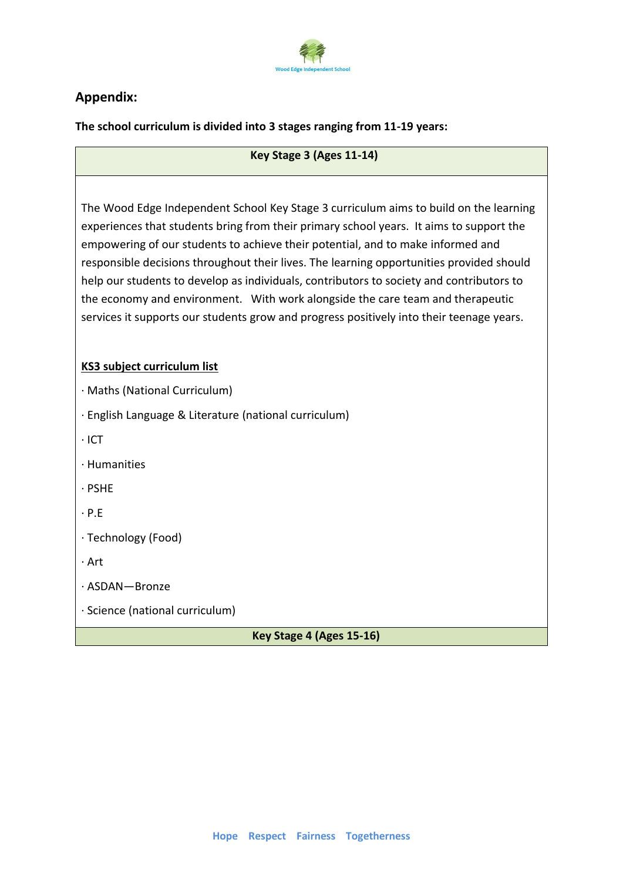## Appendix:

**The school curriculum is divided into 3 stages ranging from 11-19 years:**

### Key Stage 3 (Ages 11-14)

The Wood Edge Independent School Key Stage 3 curriculum aims to build on the learning experiences that students bring from their primary school years. It aims to support the empowering of our students to achieve their potential, and to make informed and responsible decisions throughout their lives. The learning opportunities provided should help our students to develop as individuals, contributors to society and contributors to the economy and environment. With work alongside the care team and therapeutic services it supports our students grow and progress positively into their teenage years.

**KS3 subject curriculum list**

- Maths (National Curriculum)
- English Language & Literature (national curriculum)
- ICT
- Humanities
- PSHE
- P.E
- Technology (Food)
- Art
- ASDAN—Bronze
- Science (national curriculum)

### Key Stage 4 (Ages 15-16)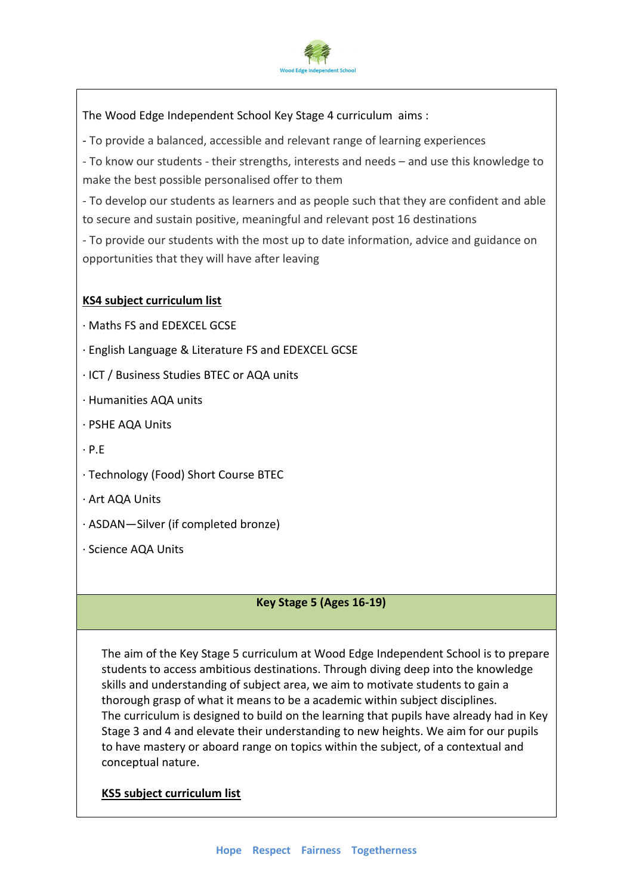The Wood Edge Independent School Key Stage 4 curriculum aims :

- To provide a balanced, accessible and relevant range of learning experiences

- To know our students - their strengths, interests and needs – and use this knowledge to make the best possible personalised offer to them

- To develop our students as learners and as people such that they are confident and able to secure and sustain positive, meaningful and relevant post 16 destinations

- To provide our students with the most up to date information, advice and guidance on opportunities that they will have after leaving

**KS4 subject curriculum list**

· Maths FS and EDEXCEL GCSE

· English Language & Literature FS and EDEXCEL GCSE

· ICT / Business Studies BTEC or AQA units

· Humanities AQA units

· PSHE AQA Units

· P.E

· Technology (Food) Short Course BTEC

· Art AQA Units

· ASDAN—Silver (if completed bronze)

· Science AQA Units

## Key Stage 5 (Ages 16-19)

The aim of the Key Stage 5 curriculum at Wood Edge Independent School is to prepare students to access ambitious destinations. Through diving deep into the knowledge skills and understanding of subject area, we aim to motivate students to gain a thorough grasp of what it means to be a academic within subject disciplines. The curriculum is designed to build on the learning that pupils have already had in Key Stage 3 and 4 and elevate their understanding to new heights. We aim for our pupils to have mastery or aboard range on topics within the subject, of a contextual and conceptual nature.

**KS5 subject curriculum list**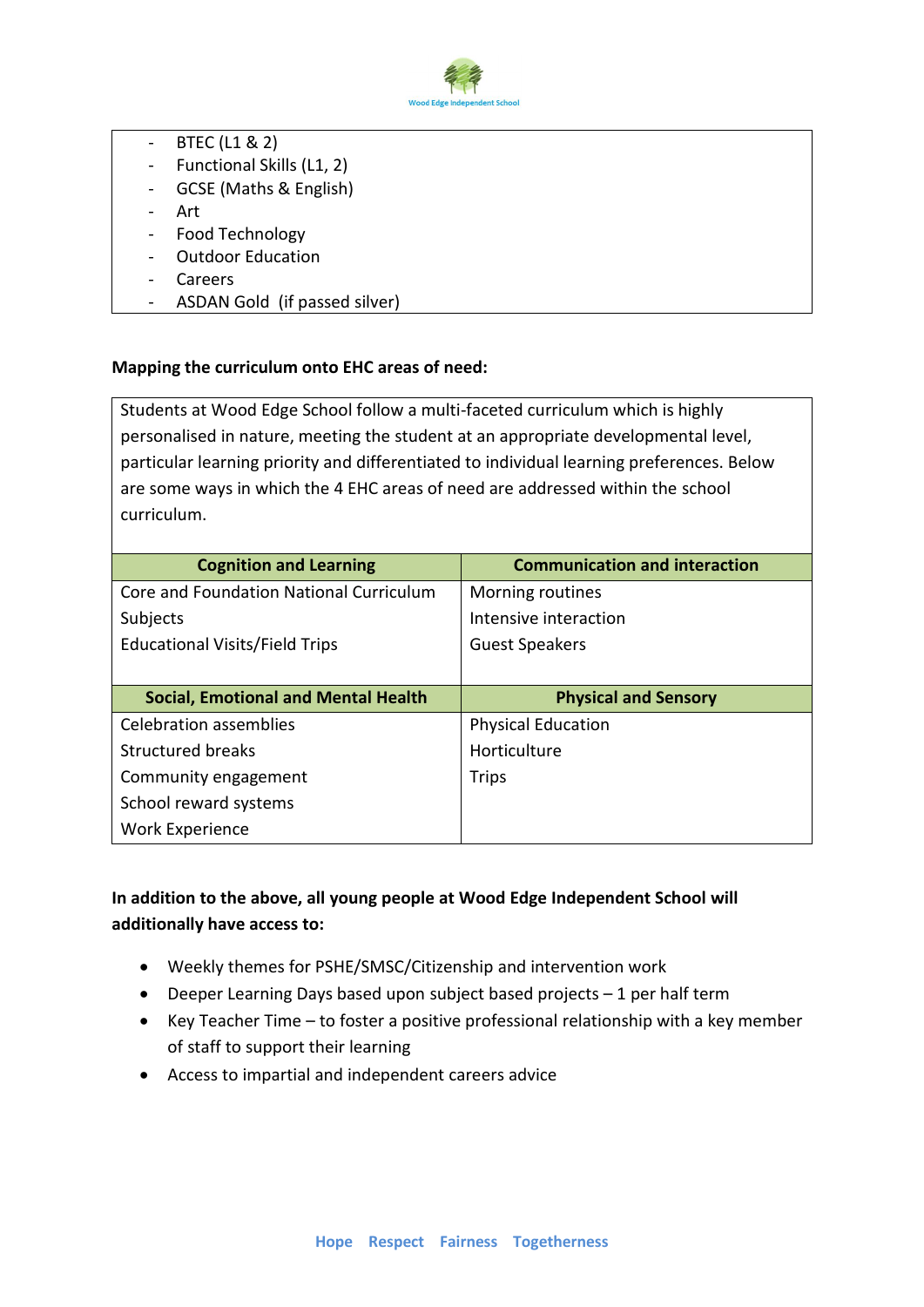- BTEC (L1 & 2)
- Functional Skills (L1, 2)
- GCSE (Maths & English)
- Art
- Food Technology
- Outdoor Education
- Careers
- ASDAN Gold (if passed silver)

**Mapping the curriculum onto EHC areas of need:**

Students at Wood Edge School follow a multi-faceted curriculum which is highly personalised in nature, meeting the student at an appropriate developmental level, particular learning priority and differentiated to individual learning preferences. Below are some ways in which the 4 EHC areas of need are addressed within the school curriculum.

| Cognition and Learning | Communication and interaction |
|---|---|
| Core and Foundation National Curriculum Subjects<br>Educational Visits/Field Trips | Morning routines<br>Intensive interaction<br>Guest Speakers |
| **Social, Emotional and Mental Health** | **Physical and Sensory** |
| Celebration assemblies<br>Structured breaks<br>Community engagement<br>School reward systems<br>Work Experience | Physical Education<br>Horticulture<br>Trips |

**In addition to the above, all young people at Wood Edge Independent School will additionally have access to:**

- Weekly themes for PSHE/SMSC/Citizenship and intervention work
- Deeper Learning Days based upon subject based projects – 1 per half term
- Key Teacher Time – to foster a positive professional relationship with a key member of staff to support their learning
- Access to impartial and independent careers advice